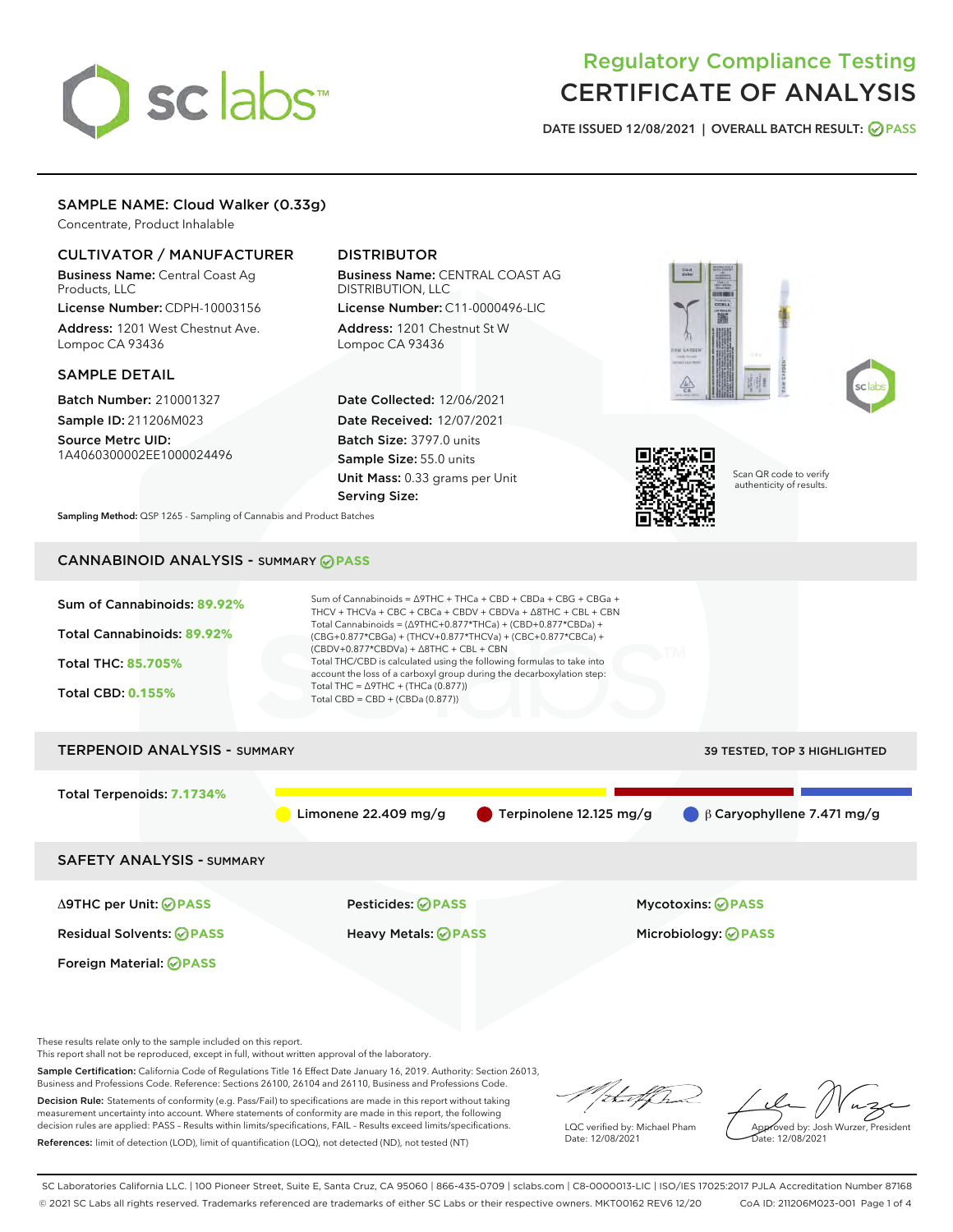# Regulatory Compliance Testing
# CERTIFICATE OF ANALYSIS

DATE ISSUED 12/08/2021 | OVERALL BATCH RESULT: PASS

## SAMPLE NAME: Cloud Walker (0.33g)

Concentrate, Product Inhalable

### CULTIVATOR / MANUFACTURER

**Business Name:** Central Coast Ag Products, LLC

**License Number:** CDPH-10003156

**Address:** 1201 West Chestnut Ave. Lompoc CA 93436

### DISTRIBUTOR

**Business Name:** CENTRAL COAST AG DISTRIBUTION, LLC

**License Number:** C11-0000496-LIC

**Address:** 1201 Chestnut St W Lompoc CA 93436

### SAMPLE DETAIL

**Batch Number:** 210001327

**Sample ID:** 211206M023

**Source Metrc UID:** 1A4060300002EE1000024496

**Date Collected:** 12/06/2021

**Date Received:** 12/07/2021

**Batch Size:** 3797.0 units

**Sample Size:** 55.0 units

**Unit Mass:** 0.33 grams per Unit

**Serving Size:**

Scan QR code to verify authenticity of results.

**Sampling Method:** QSP 1265 - Sampling of Cannabis and Product Batches

## CANNABINOID ANALYSIS - SUMMARY PASS

Sum of Cannabinoids: **89.92%**

Total Cannabinoids: **89.92%**

Total THC: **85.705%**

Total CBD: **0.155%**

Sum of Cannabinoids = Δ9THC + THCa + CBD + CBDa + CBG + CBGa + THCV + THCVa + CBC + CBCa + CBDV + CBDVa + Δ8THC + CBL + CBN

Total Cannabinoids = (Δ9THC+0.877*THCa) + (CBD+0.877*CBDa) + (CBG+0.877*CBGa) + (THCV+0.877*THCVa) + (CBC+0.877*CBCa) + (CBDV+0.877*CBDVa) + Δ8THC + CBL + CBN

Total THC/CBD is calculated using the following formulas to take into account the loss of a carboxyl group during the decarboxylation step:

Total THC = Δ9THC + (THCa (0.877))

Total CBD = CBD + (CBDa (0.877))

## TERPENOID ANALYSIS - SUMMARY

39 TESTED, TOP 3 HIGHLIGHTED

Total Terpenoids: **7.1734%**

Limonene 22.409 mg/g | Terpinolene 12.125 mg/g | β Caryophyllene 7.471 mg/g

## SAFETY ANALYSIS - SUMMARY

| | | |
|---|---|---|
| Δ9THC per Unit: PASS | Pesticides: PASS | Mycotoxins: PASS |
| Residual Solvents: PASS | Heavy Metals: PASS | Microbiology: PASS |
| Foreign Material: PASS | | |

These results relate only to the sample included on this report.
This report shall not be reproduced, except in full, without written approval of the laboratory.

**Sample Certification:** California Code of Regulations Title 16 Effect Date January 16, 2019. Authority: Section 26013, Business and Professions Code. Reference: Sections 26100, 26104 and 26110, Business and Professions Code.

**Decision Rule:** Statements of conformity (e.g. Pass/Fail) to specifications are made in this report without taking measurement uncertainty into account. Where statements of conformity are made in this report, the following decision rules are applied: PASS – Results within limits/specifications, FAIL – Results exceed limits/specifications.

**References:** limit of detection (LOD), limit of quantification (LOQ), not detected (ND), not tested (NT)

LQC verified by: Michael Pham
Date: 12/08/2021

Approved by: Josh Wurzer, President
Date: 12/08/2021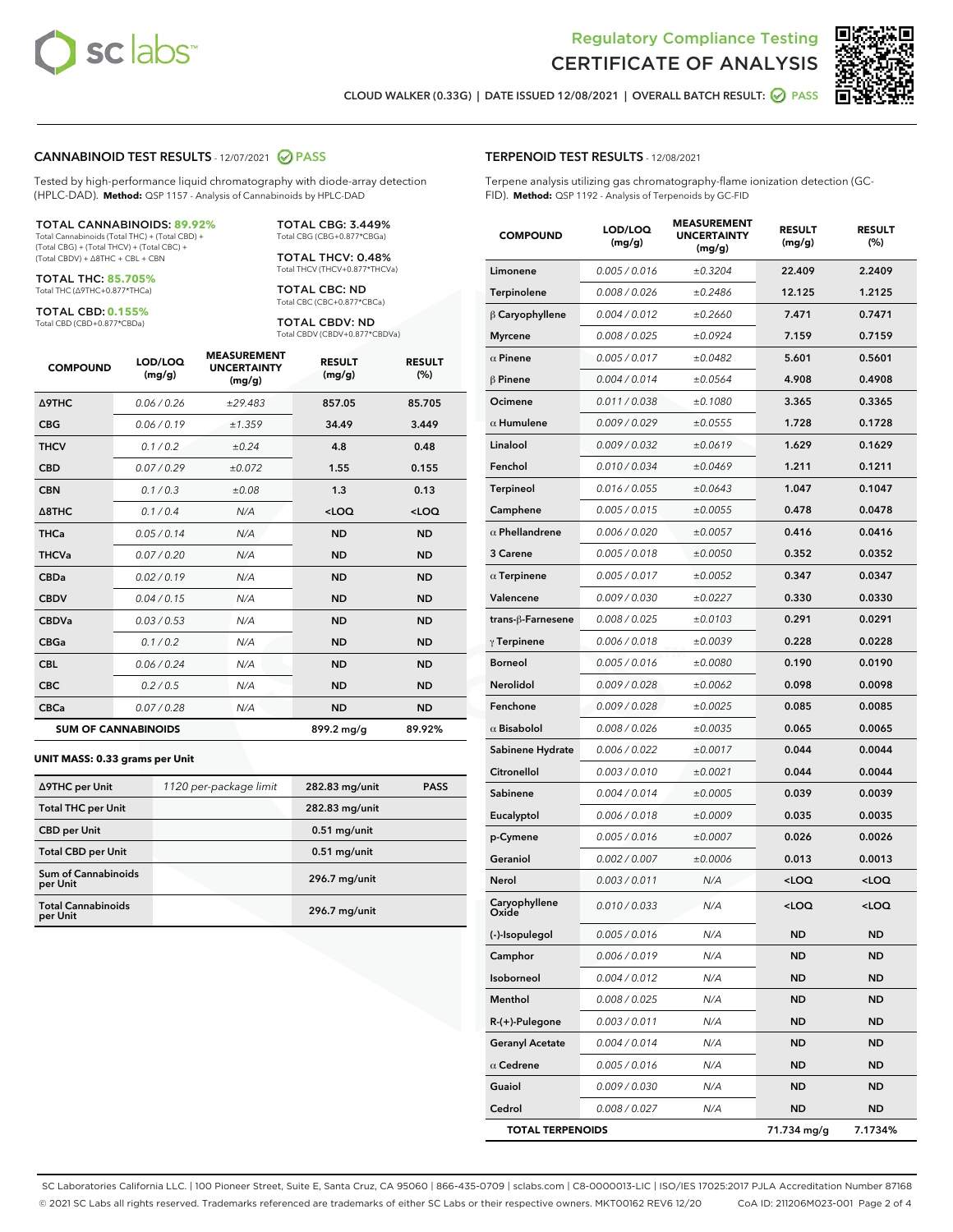Regulatory Compliance Testing
# CERTIFICATE OF ANALYSIS

CLOUD WALKER (0.33G) | DATE ISSUED 12/08/2021 | OVERALL BATCH RESULT: PASS

## CANNABINOID TEST RESULTS - 12/07/2021 PASS

Tested by high-performance liquid chromatography with diode-array detection (HPLC-DAD). **Method:** QSP 1157 - Analysis of Cannabinoids by HPLC-DAD

**TOTAL CANNABINOIDS: 89.92%**
Total Cannabinoids (Total THC) + (Total CBD) + (Total CBG) + (Total THCV) + (Total CBC) + (Total CBDV) + Δ8THC + CBL + CBN

**TOTAL THC: 85.705%**
Total THC (Δ9THC+0.877*THCa)

**TOTAL CBD: 0.155%**
Total CBD (CBD+0.877*CBDa)

**TOTAL CBG: 3.449%**
Total CBG (CBG+0.877*CBGa)

**TOTAL THCV: 0.48%**
Total THCV (THCV+0.877*THCVa)

**TOTAL CBC: ND**
Total CBC (CBC+0.877*CBCa)

**TOTAL CBDV: ND**
Total CBDV (CBDV+0.877*CBDVa)

| COMPOUND | LOD/LOQ (mg/g) | MEASUREMENT UNCERTAINTY (mg/g) | RESULT (mg/g) | RESULT (%) |
|---|---|---|---|---|
| Δ9THC | 0.06 / 0.26 | ±29.483 | 857.05 | 85.705 |
| CBG | 0.06 / 0.19 | ±1.359 | 34.49 | 3.449 |
| THCV | 0.1 / 0.2 | ±0.24 | 4.8 | 0.48 |
| CBD | 0.07 / 0.29 | ±0.072 | 1.55 | 0.155 |
| CBN | 0.1 / 0.3 | ±0.08 | 1.3 | 0.13 |
| Δ8THC | 0.1 / 0.4 | N/A | <LOQ | <LOQ |
| THCa | 0.05 / 0.14 | N/A | ND | ND |
| THCVa | 0.07 / 0.20 | N/A | ND | ND |
| CBDa | 0.02 / 0.19 | N/A | ND | ND |
| CBDV | 0.04 / 0.15 | N/A | ND | ND |
| CBDVa | 0.03 / 0.53 | N/A | ND | ND |
| CBGa | 0.1 / 0.2 | N/A | ND | ND |
| CBL | 0.06 / 0.24 | N/A | ND | ND |
| CBC | 0.2 / 0.5 | N/A | ND | ND |
| CBCa | 0.07 / 0.28 | N/A | ND | ND |
| **SUM OF CANNABINOIDS** | | | 899.2 mg/g | 89.92% |

**UNIT MASS: 0.33 grams per Unit**

| | | | |
|---|---|---|---|
| Δ9THC per Unit | 1120 per-package limit | 282.83 mg/unit | PASS |
| Total THC per Unit | | 282.83 mg/unit | |
| CBD per Unit | | 0.51 mg/unit | |
| Total CBD per Unit | | 0.51 mg/unit | |
| Sum of Cannabinoids per Unit | | 296.7 mg/unit | |
| Total Cannabinoids per Unit | | 296.7 mg/unit | |

## TERPENOID TEST RESULTS - 12/08/2021

Terpene analysis utilizing gas chromatography-flame ionization detection (GC-FID). **Method:** QSP 1192 - Analysis of Terpenoids by GC-FID

| COMPOUND | LOD/LOQ (mg/g) | MEASUREMENT UNCERTAINTY (mg/g) | RESULT (mg/g) | RESULT (%) |
|---|---|---|---|---|
| Limonene | 0.005 / 0.016 | ±0.3204 | 22.409 | 2.2409 |
| Terpinolene | 0.008 / 0.026 | ±0.2486 | 12.125 | 1.2125 |
| β Caryophyllene | 0.004 / 0.012 | ±0.2660 | 7.471 | 0.7471 |
| Myrcene | 0.008 / 0.025 | ±0.0924 | 7.159 | 0.7159 |
| α Pinene | 0.005 / 0.017 | ±0.0482 | 5.601 | 0.5601 |
| β Pinene | 0.004 / 0.014 | ±0.0564 | 4.908 | 0.4908 |
| Ocimene | 0.011 / 0.038 | ±0.1080 | 3.365 | 0.3365 |
| α Humulene | 0.009 / 0.029 | ±0.0555 | 1.728 | 0.1728 |
| Linalool | 0.009 / 0.032 | ±0.0619 | 1.629 | 0.1629 |
| Fenchol | 0.010 / 0.034 | ±0.0469 | 1.211 | 0.1211 |
| Terpineol | 0.016 / 0.055 | ±0.0643 | 1.047 | 0.1047 |
| Camphene | 0.005 / 0.015 | ±0.0055 | 0.478 | 0.0478 |
| α Phellandrene | 0.006 / 0.020 | ±0.0057 | 0.416 | 0.0416 |
| 3 Carene | 0.005 / 0.018 | ±0.0050 | 0.352 | 0.0352 |
| α Terpinene | 0.005 / 0.017 | ±0.0052 | 0.347 | 0.0347 |
| Valencene | 0.009 / 0.030 | ±0.0227 | 0.330 | 0.0330 |
| trans-β-Farnesene | 0.008 / 0.025 | ±0.0103 | 0.291 | 0.0291 |
| γ Terpinene | 0.006 / 0.018 | ±0.0039 | 0.228 | 0.0228 |
| Borneol | 0.005 / 0.016 | ±0.0080 | 0.190 | 0.0190 |
| Nerolidol | 0.009 / 0.028 | ±0.0062 | 0.098 | 0.0098 |
| Fenchone | 0.009 / 0.028 | ±0.0025 | 0.085 | 0.0085 |
| α Bisabolol | 0.008 / 0.026 | ±0.0035 | 0.065 | 0.0065 |
| Sabinene Hydrate | 0.006 / 0.022 | ±0.0017 | 0.044 | 0.0044 |
| Citronellol | 0.003 / 0.010 | ±0.0021 | 0.044 | 0.0044 |
| Sabinene | 0.004 / 0.014 | ±0.0005 | 0.039 | 0.0039 |
| Eucalyptol | 0.006 / 0.018 | ±0.0009 | 0.035 | 0.0035 |
| p-Cymene | 0.005 / 0.016 | ±0.0007 | 0.026 | 0.0026 |
| Geraniol | 0.002 / 0.007 | ±0.0006 | 0.013 | 0.0013 |
| Nerol | 0.003 / 0.011 | N/A | <LOQ | <LOQ |
| Caryophyllene Oxide | 0.010 / 0.033 | N/A | <LOQ | <LOQ |
| (-)-Isopulegol | 0.005 / 0.016 | N/A | ND | ND |
| Camphor | 0.006 / 0.019 | N/A | ND | ND |
| Isoborneol | 0.004 / 0.012 | N/A | ND | ND |
| Menthol | 0.008 / 0.025 | N/A | ND | ND |
| R-(+)-Pulegone | 0.003 / 0.011 | N/A | ND | ND |
| Geranyl Acetate | 0.004 / 0.014 | N/A | ND | ND |
| α Cedrene | 0.005 / 0.016 | N/A | ND | ND |
| Guaiol | 0.009 / 0.030 | N/A | ND | ND |
| Cedrol | 0.008 / 0.027 | N/A | ND | ND |
| **TOTAL TERPENOIDS** | | | 71.734 mg/g | 7.1734% |

SC Laboratories California LLC. | 100 Pioneer Street, Suite E, Santa Cruz, CA 95060 | 866-435-0709 | sclabs.com | C8-0000013-LIC | ISO/IES 17025:2017 PJLA Accreditation Number 87168
© 2021 SC Labs all rights reserved. Trademarks referenced are trademarks of either SC Labs or their respective owners. MKT00162 REV6 12/20 CoA ID: 211206M023-001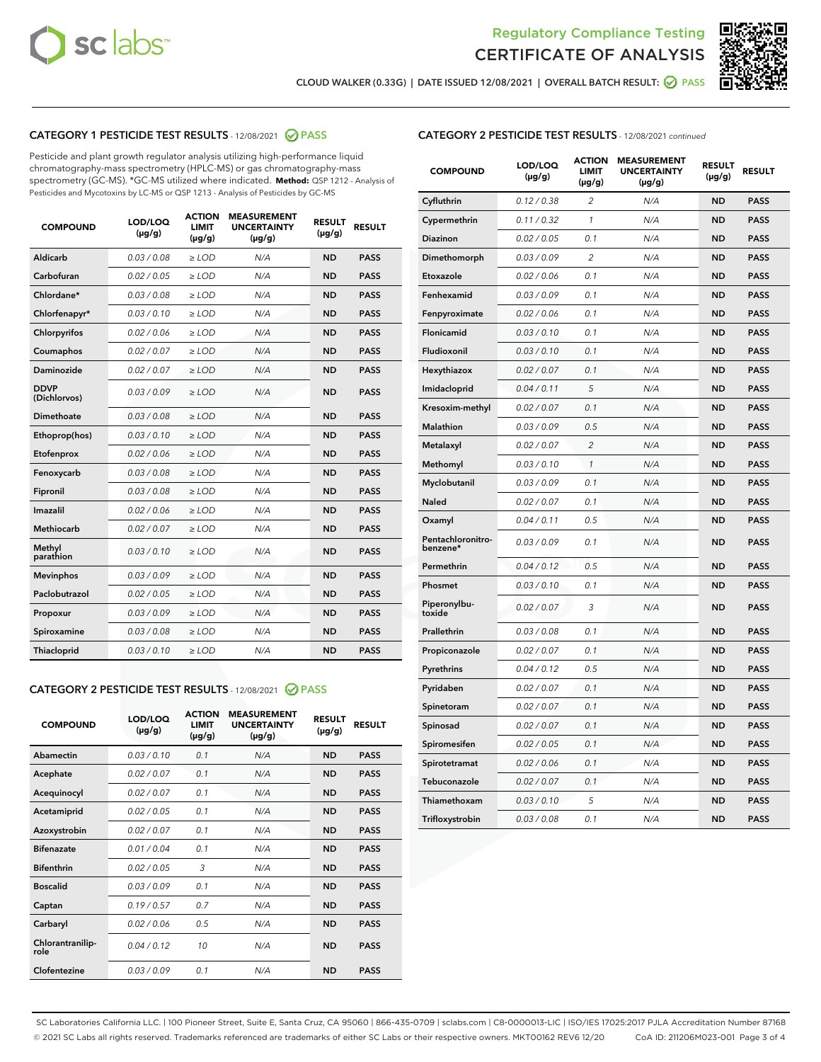Regulatory Compliance Testing
CERTIFICATE OF ANALYSIS

CLOUD WALKER (0.33G) | DATE ISSUED 12/08/2021 | OVERALL BATCH RESULT: PASS

## CATEGORY 1 PESTICIDE TEST RESULTS - 12/08/2021 PASS

Pesticide and plant growth regulator analysis utilizing high-performance liquid chromatography-mass spectrometry (HPLC-MS) or gas chromatography-mass spectrometry (GC-MS). *GC-MS utilized where indicated. **Method:** QSP 1212 - Analysis of Pesticides and Mycotoxins by LC-MS or QSP 1213 - Analysis of Pesticides by GC-MS

| COMPOUND | LOD/LOQ (μg/g) | ACTION LIMIT (μg/g) | MEASUREMENT UNCERTAINTY (μg/g) | RESULT (μg/g) | RESULT |
|---|---|---|---|---|---|
| Aldicarb | 0.03 / 0.08 | ≥ LOD | N/A | ND | PASS |
| Carbofuran | 0.02 / 0.05 | ≥ LOD | N/A | ND | PASS |
| Chlordane* | 0.03 / 0.08 | ≥ LOD | N/A | ND | PASS |
| Chlorfenapyr* | 0.03 / 0.10 | ≥ LOD | N/A | ND | PASS |
| Chlorpyrifos | 0.02 / 0.06 | ≥ LOD | N/A | ND | PASS |
| Coumaphos | 0.02 / 0.07 | ≥ LOD | N/A | ND | PASS |
| Daminozide | 0.02 / 0.07 | ≥ LOD | N/A | ND | PASS |
| DDVP (Dichlorvos) | 0.03 / 0.09 | ≥ LOD | N/A | ND | PASS |
| Dimethoate | 0.03 / 0.08 | ≥ LOD | N/A | ND | PASS |
| Ethoprop(hos) | 0.03 / 0.10 | ≥ LOD | N/A | ND | PASS |
| Etofenprox | 0.02 / 0.06 | ≥ LOD | N/A | ND | PASS |
| Fenoxycarb | 0.03 / 0.08 | ≥ LOD | N/A | ND | PASS |
| Fipronil | 0.03 / 0.08 | ≥ LOD | N/A | ND | PASS |
| Imazalil | 0.02 / 0.06 | ≥ LOD | N/A | ND | PASS |
| Methiocarb | 0.02 / 0.07 | ≥ LOD | N/A | ND | PASS |
| Methyl parathion | 0.03 / 0.10 | ≥ LOD | N/A | ND | PASS |
| Mevinphos | 0.03 / 0.09 | ≥ LOD | N/A | ND | PASS |
| Paclobutrazol | 0.02 / 0.05 | ≥ LOD | N/A | ND | PASS |
| Propoxur | 0.03 / 0.09 | ≥ LOD | N/A | ND | PASS |
| Spiroxamine | 0.03 / 0.08 | ≥ LOD | N/A | ND | PASS |
| Thiacloprid | 0.03 / 0.10 | ≥ LOD | N/A | ND | PASS |

## CATEGORY 2 PESTICIDE TEST RESULTS - 12/08/2021 PASS

| COMPOUND | LOD/LOQ (μg/g) | ACTION LIMIT (μg/g) | MEASUREMENT UNCERTAINTY (μg/g) | RESULT (μg/g) | RESULT |
|---|---|---|---|---|---|
| Abamectin | 0.03 / 0.10 | 0.1 | N/A | ND | PASS |
| Acephate | 0.02 / 0.07 | 0.1 | N/A | ND | PASS |
| Acequinocyl | 0.02 / 0.07 | 0.1 | N/A | ND | PASS |
| Acetamiprid | 0.02 / 0.05 | 0.1 | N/A | ND | PASS |
| Azoxystrobin | 0.02 / 0.07 | 0.1 | N/A | ND | PASS |
| Bifenazate | 0.01 / 0.04 | 0.1 | N/A | ND | PASS |
| Bifenthrin | 0.02 / 0.05 | 3 | N/A | ND | PASS |
| Boscalid | 0.03 / 0.09 | 0.1 | N/A | ND | PASS |
| Captan | 0.19 / 0.57 | 0.7 | N/A | ND | PASS |
| Carbaryl | 0.02 / 0.06 | 0.5 | N/A | ND | PASS |
| Chlorantraniliprole | 0.04 / 0.12 | 10 | N/A | ND | PASS |
| Clofentezine | 0.03 / 0.09 | 0.1 | N/A | ND | PASS |
| Cyfluthrin | 0.12 / 0.38 | 2 | N/A | ND | PASS |
| Cypermethrin | 0.11 / 0.32 | 1 | N/A | ND | PASS |
| Diazinon | 0.02 / 0.05 | 0.1 | N/A | ND | PASS |
| Dimethomorph | 0.03 / 0.09 | 2 | N/A | ND | PASS |
| Etoxazole | 0.02 / 0.06 | 0.1 | N/A | ND | PASS |
| Fenhexamid | 0.03 / 0.09 | 0.1 | N/A | ND | PASS |
| Fenpyroximate | 0.02 / 0.06 | 0.1 | N/A | ND | PASS |
| Flonicamid | 0.03 / 0.10 | 0.1 | N/A | ND | PASS |
| Fludioxonil | 0.03 / 0.10 | 0.1 | N/A | ND | PASS |
| Hexythiazox | 0.02 / 0.07 | 0.1 | N/A | ND | PASS |
| Imidacloprid | 0.04 / 0.11 | 5 | N/A | ND | PASS |
| Kresoxim-methyl | 0.02 / 0.07 | 0.1 | N/A | ND | PASS |
| Malathion | 0.03 / 0.09 | 0.5 | N/A | ND | PASS |
| Metalaxyl | 0.02 / 0.07 | 2 | N/A | ND | PASS |
| Methomyl | 0.03 / 0.10 | 1 | N/A | ND | PASS |
| Myclobutanil | 0.03 / 0.09 | 0.1 | N/A | ND | PASS |
| Naled | 0.02 / 0.07 | 0.1 | N/A | ND | PASS |
| Oxamyl | 0.04 / 0.11 | 0.5 | N/A | ND | PASS |
| Pentachloronitrobenzene* | 0.03 / 0.09 | 0.1 | N/A | ND | PASS |
| Permethrin | 0.04 / 0.12 | 0.5 | N/A | ND | PASS |
| Phosmet | 0.03 / 0.10 | 0.1 | N/A | ND | PASS |
| Piperonylbutoxide | 0.02 / 0.07 | 3 | N/A | ND | PASS |
| Prallethrin | 0.03 / 0.08 | 0.1 | N/A | ND | PASS |
| Propiconazole | 0.02 / 0.07 | 0.1 | N/A | ND | PASS |
| Pyrethrins | 0.04 / 0.12 | 0.5 | N/A | ND | PASS |
| Pyridaben | 0.02 / 0.07 | 0.1 | N/A | ND | PASS |
| Spinetoram | 0.02 / 0.07 | 0.1 | N/A | ND | PASS |
| Spinosad | 0.02 / 0.07 | 0.1 | N/A | ND | PASS |
| Spiromesifen | 0.02 / 0.05 | 0.1 | N/A | ND | PASS |
| Spirotetramat | 0.02 / 0.06 | 0.1 | N/A | ND | PASS |
| Tebuconazole | 0.02 / 0.07 | 0.1 | N/A | ND | PASS |
| Thiamethoxam | 0.03 / 0.10 | 5 | N/A | ND | PASS |
| Trifloxystrobin | 0.03 / 0.08 | 0.1 | N/A | ND | PASS |

SC Laboratories California LLC. | 100 Pioneer Street, Suite E, Santa Cruz, CA 95060 | 866-435-0709 | sclabs.com | C8-0000013-LIC | ISO/IES 17025:2017 PJLA Accreditation Number 87168
© 2021 SC Labs all rights reserved. Trademarks referenced are trademarks of either SC Labs or their respective owners. MKT00162 REV6 12/20 CoA ID: 211206M023-001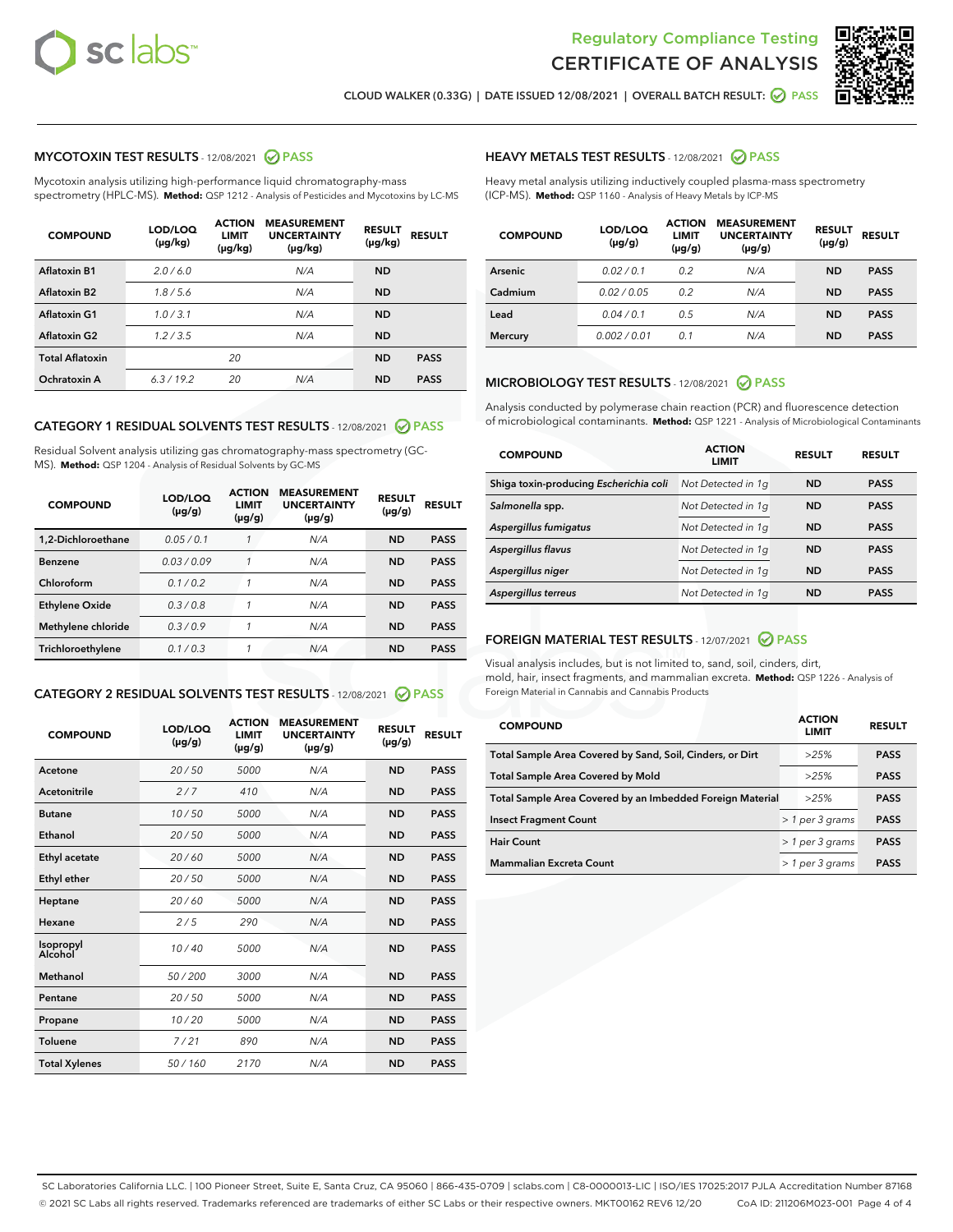Regulatory Compliance Testing
# CERTIFICATE OF ANALYSIS

CLOUD WALKER (0.33G) | DATE ISSUED 12/08/2021 | OVERALL BATCH RESULT: PASS

## MYCOTOXIN TEST RESULTS - 12/08/2021 PASS

Mycotoxin analysis utilizing high-performance liquid chromatography-mass spectrometry (HPLC-MS). **Method:** QSP 1212 - Analysis of Pesticides and Mycotoxins by LC-MS

| COMPOUND | LOD/LOQ (µg/kg) | ACTION LIMIT (µg/kg) | MEASUREMENT UNCERTAINTY (µg/kg) | RESULT (µg/kg) | RESULT |
|---|---|---|---|---|---|
| Aflatoxin B1 | 2.0 / 6.0 | | N/A | ND | |
| Aflatoxin B2 | 1.8 / 5.6 | | N/A | ND | |
| Aflatoxin G1 | 1.0 / 3.1 | | N/A | ND | |
| Aflatoxin G2 | 1.2 / 3.5 | | N/A | ND | |
| Total Aflatoxin | | 20 | | ND | PASS |
| Ochratoxin A | 6.3 / 19.2 | 20 | N/A | ND | PASS |

## CATEGORY 1 RESIDUAL SOLVENTS TEST RESULTS - 12/08/2021 PASS

Residual Solvent analysis utilizing gas chromatography-mass spectrometry (GC-MS). **Method:** QSP 1204 - Analysis of Residual Solvents by GC-MS

| COMPOUND | LOD/LOQ (µg/g) | ACTION LIMIT (µg/g) | MEASUREMENT UNCERTAINTY (µg/g) | RESULT (µg/g) | RESULT |
|---|---|---|---|---|---|
| 1,2-Dichloroethane | 0.05 / 0.1 | 1 | N/A | ND | PASS |
| Benzene | 0.03 / 0.09 | 1 | N/A | ND | PASS |
| Chloroform | 0.1 / 0.2 | 1 | N/A | ND | PASS |
| Ethylene Oxide | 0.3 / 0.8 | 1 | N/A | ND | PASS |
| Methylene chloride | 0.3 / 0.9 | 1 | N/A | ND | PASS |
| Trichloroethylene | 0.1 / 0.3 | 1 | N/A | ND | PASS |

## CATEGORY 2 RESIDUAL SOLVENTS TEST RESULTS - 12/08/2021 PASS

| COMPOUND | LOD/LOQ (µg/g) | ACTION LIMIT (µg/g) | MEASUREMENT UNCERTAINTY (µg/g) | RESULT (µg/g) | RESULT |
|---|---|---|---|---|---|
| Acetone | 20 / 50 | 5000 | N/A | ND | PASS |
| Acetonitrile | 2 / 7 | 410 | N/A | ND | PASS |
| Butane | 10 / 50 | 5000 | N/A | ND | PASS |
| Ethanol | 20 / 50 | 5000 | N/A | ND | PASS |
| Ethyl acetate | 20 / 60 | 5000 | N/A | ND | PASS |
| Ethyl ether | 20 / 50 | 5000 | N/A | ND | PASS |
| Heptane | 20 / 60 | 5000 | N/A | ND | PASS |
| Hexane | 2 / 5 | 290 | N/A | ND | PASS |
| Isopropyl Alcohol | 10 / 40 | 5000 | N/A | ND | PASS |
| Methanol | 50 / 200 | 3000 | N/A | ND | PASS |
| Pentane | 20 / 50 | 5000 | N/A | ND | PASS |
| Propane | 10 / 20 | 5000 | N/A | ND | PASS |
| Toluene | 7 / 21 | 890 | N/A | ND | PASS |
| Total Xylenes | 50 / 160 | 2170 | N/A | ND | PASS |

## HEAVY METALS TEST RESULTS - 12/08/2021 PASS

Heavy metal analysis utilizing inductively coupled plasma-mass spectrometry (ICP-MS). **Method:** QSP 1160 - Analysis of Heavy Metals by ICP-MS

| COMPOUND | LOD/LOQ (µg/g) | ACTION LIMIT (µg/g) | MEASUREMENT UNCERTAINTY (µg/g) | RESULT (µg/g) | RESULT |
|---|---|---|---|---|---|
| Arsenic | 0.02 / 0.1 | 0.2 | N/A | ND | PASS |
| Cadmium | 0.02 / 0.05 | 0.2 | N/A | ND | PASS |
| Lead | 0.04 / 0.1 | 0.5 | N/A | ND | PASS |
| Mercury | 0.002 / 0.01 | 0.1 | N/A | ND | PASS |

## MICROBIOLOGY TEST RESULTS - 12/08/2021 PASS

Analysis conducted by polymerase chain reaction (PCR) and fluorescence detection of microbiological contaminants. **Method:** QSP 1221 - Analysis of Microbiological Contaminants

| COMPOUND | ACTION LIMIT | RESULT | RESULT |
|---|---|---|---|
| Shiga toxin-producing *Escherichia coli* | Not Detected in 1g | ND | PASS |
| *Salmonella* spp. | Not Detected in 1g | ND | PASS |
| *Aspergillus fumigatus* | Not Detected in 1g | ND | PASS |
| *Aspergillus flavus* | Not Detected in 1g | ND | PASS |
| *Aspergillus niger* | Not Detected in 1g | ND | PASS |
| *Aspergillus terreus* | Not Detected in 1g | ND | PASS |

## FOREIGN MATERIAL TEST RESULTS - 12/07/2021 PASS

Visual analysis includes, but is not limited to, sand, soil, cinders, dirt, mold, hair, insect fragments, and mammalian excreta. **Method:** QSP 1226 - Analysis of Foreign Material in Cannabis and Cannabis Products

| COMPOUND | ACTION LIMIT | RESULT |
|---|---|---|
| Total Sample Area Covered by Sand, Soil, Cinders, or Dirt | >25% | PASS |
| Total Sample Area Covered by Mold | >25% | PASS |
| Total Sample Area Covered by an Imbedded Foreign Material | >25% | PASS |
| Insect Fragment Count | > 1 per 3 grams | PASS |
| Hair Count | > 1 per 3 grams | PASS |
| Mammalian Excreta Count | > 1 per 3 grams | PASS |

SC Laboratories California LLC. | 100 Pioneer Street, Suite E, Santa Cruz, CA 95060 | 866-435-0709 | sclabs.com | C8-0000013-LIC | ISO/IES 17025:2017 PJLA Accreditation Number 87168
© 2021 SC Labs all rights reserved. Trademarks referenced are trademarks of either SC Labs or their respective owners. MKT00162 REV6 12/20 CoA ID: 211206M023-001